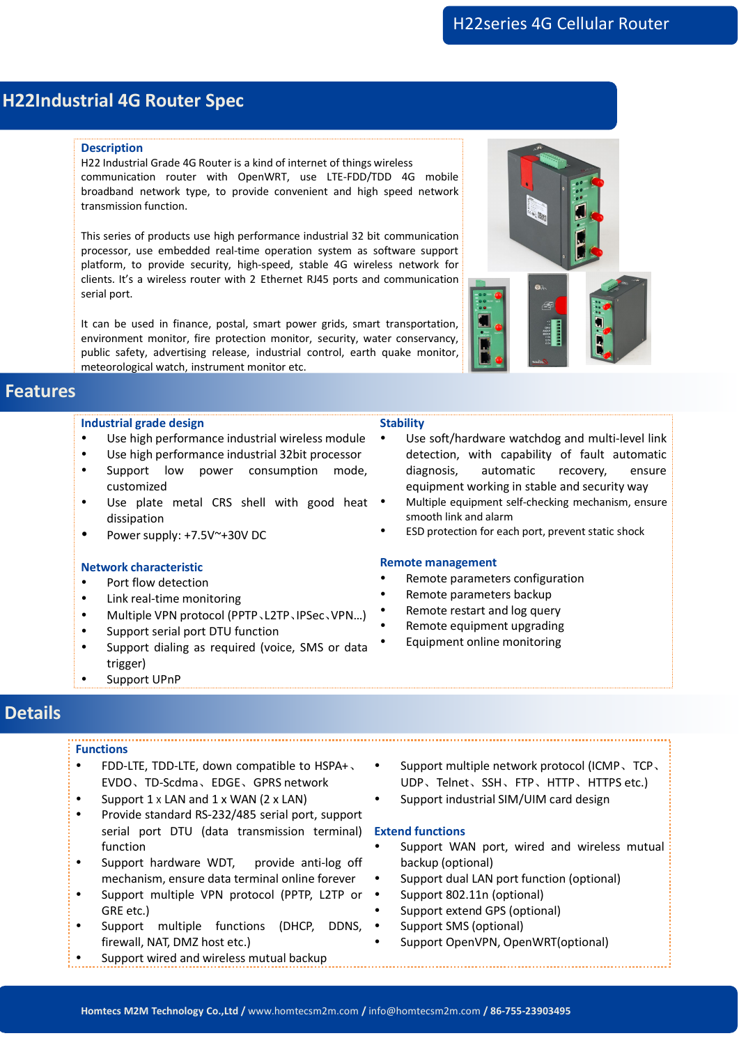# H22Industrial 4G Router Spec

### Description

H22 Industrial Grade 4G Router is a kind of internet of things wireless communication router with OpenWRT, use LTE-FDD/TDD 4G mobile broadband network type, to provide convenient and high speed network transmission function.

This series of products use high performance industrial 32 bit communication processor, use embedded real-time operation system as software support platform, to provide security, high-speed, stable 4G wireless network for clients. It's a wireless router with 2 Ethernet RJ45 ports and communication serial port.

It can be used in finance, postal, smart power grids, smart transportation, environment monitor, fire protection monitor, security, water conservancy, public safety, advertising release, industrial control, earth quake monitor, meteorological watch, instrument monitor etc.

## Features

### Industrial grade design

- Use high performance industrial wireless module
- Use high performance industrial 32bit processor
- Support low power consumption mode, customized
- Use plate metal CRS shell with good heat dissipation
- Power supply: +7.5V~+30V DC

### Network characteristic

- Port flow detection
- Link real-time monitoring
- Multiple VPN protocol (PPTP、L2TP、IPSec、VPN…)
- Support serial port DTU function
- Support dialing as required (voice, SMS or data trigger)
- Support UPnP

### Stability

- Use soft/hardware watchdog and multi-level link detection, with capability of fault automatic diagnosis, automatic recovery, ensure equipment working in stable and security way
- Multiple equipment self-checking mechanism, ensure smooth link and alarm
- ESD protection for each port, prevent static shock

### Remote management

- Remote parameters configuration
- Remote parameters backup
- Remote restart and log query
- Remote equipment upgrading
- Equipment online monitoring

## Details

### Functions

- FDD-LTE, TDD-LTE, down compatible to HSPA+、EVDO、TD-Scdma、EDGE、GPRS network
- Support 1 x LAN and 1 x WAN (2 x LAN)
- Provide standard RS-232/485 serial port, support serial port DTU (data transmission terminal) function
- Support hardware WDT, provide anti-log off mechanism, ensure data terminal online forever
- Support multiple VPN protocol (PPTP, L2TP or GRE etc.)
- Support multiple functions (DHCP, DDNS, firewall, NAT, DMZ host etc.)
- Support wired and wireless mutual backup
- Support multiple network protocol (ICMP、TCP、UDP、Telnet、SSH、FTP、HTTP、HTTPS etc.)
- Support industrial SIM/UIM card design

### Extend functions

- Support WAN port, wired and wireless mutual backup (optional)
- Support dual LAN port function (optional)
- Support 802.11n (optional)
- Support extend GPS (optional)
- Support SMS (optional)
- Support OpenVPN, OpenWRT(optional)

**Homtecs M2M Technology Co.,Ltd** / www.homtecsm2m.com / info@homtecsm2m.com / **86-755-23903495**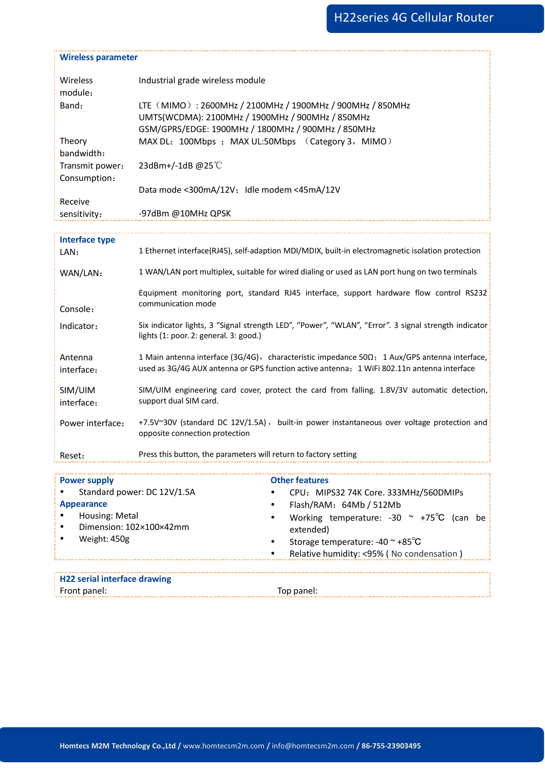## Wireless parameter

| | |
|---|---|
| Wireless module： | Industrial grade wireless module |
| Band： | LTE（MIMO）: 2600MHz / 2100MHz / 1900MHz / 900MHz / 850MHz<br>UMTS(WCDMA): 2100MHz / 1900MHz / 900MHz / 850MHz<br>GSM/GPRS/EDGE: 1900MHz / 1800MHz / 900MHz / 850MHz |
| Theory bandwidth： | MAX DL：100Mbps ；MAX UL:50Mbps （Category 3，MIMO） |
| Transmit power： | 23dBm+/-1dB @25℃ |
| Consumption： | Data mode <300mA/12V；Idle modem <45mA/12V |
| Receive sensitivity： | -97dBm @10MHz QPSK |

## Interface type

| | |
|---|---|
| LAN： | 1 Ethernet interface(RJ45), self-adaption MDI/MDIX, built-in electromagnetic isolation protection |
| WAN/LAN： | 1 WAN/LAN port multiplex, suitable for wired dialing or used as LAN port hung on two terminals |
| Console： | Equipment monitoring port, standard RJ45 interface, support hardware flow control RS232 communication mode |
| Indicator： | Six indicator lights, 3 “Signal strength LED”, “Power”, “WLAN”, “Error”. 3 signal strength indicator lights (1: poor. 2: general. 3: good.) |
| Antenna interface： | 1 Main antenna interface (3G/4G)，characteristic impedance 50Ω；1 Aux/GPS antenna interface, used as 3G/4G AUX antenna or GPS function active antenna；1 WiFi 802.11n antenna interface |
| SIM/UIM interface： | SIM/UIM engineering card cover, protect the card from falling. 1.8V/3V automatic detection, support dual SIM card. |
| Power interface： | +7.5V~30V (standard DC 12V/1.5A)， built-in power instantaneous over voltage protection and opposite connection protection |
| Reset： | Press this button, the parameters will return to factory setting |

## Power supply

- Standard power: DC 12V/1.5A

## Appearance

- Housing: Metal
- Dimension: 102×100×42mm
- Weight: 450g

## Other features

- CPU：MIPS32 74K Core. 333MHz/560DMIPs
- Flash/RAM：64Mb / 512Mb
- Working temperature: -30 ~ +75℃ (can be extended)
- Storage temperature: -40 ~ +85℃
- Relative humidity: <95% ( No condensation )

## H22 serial interface drawing

Front panel:

Top panel: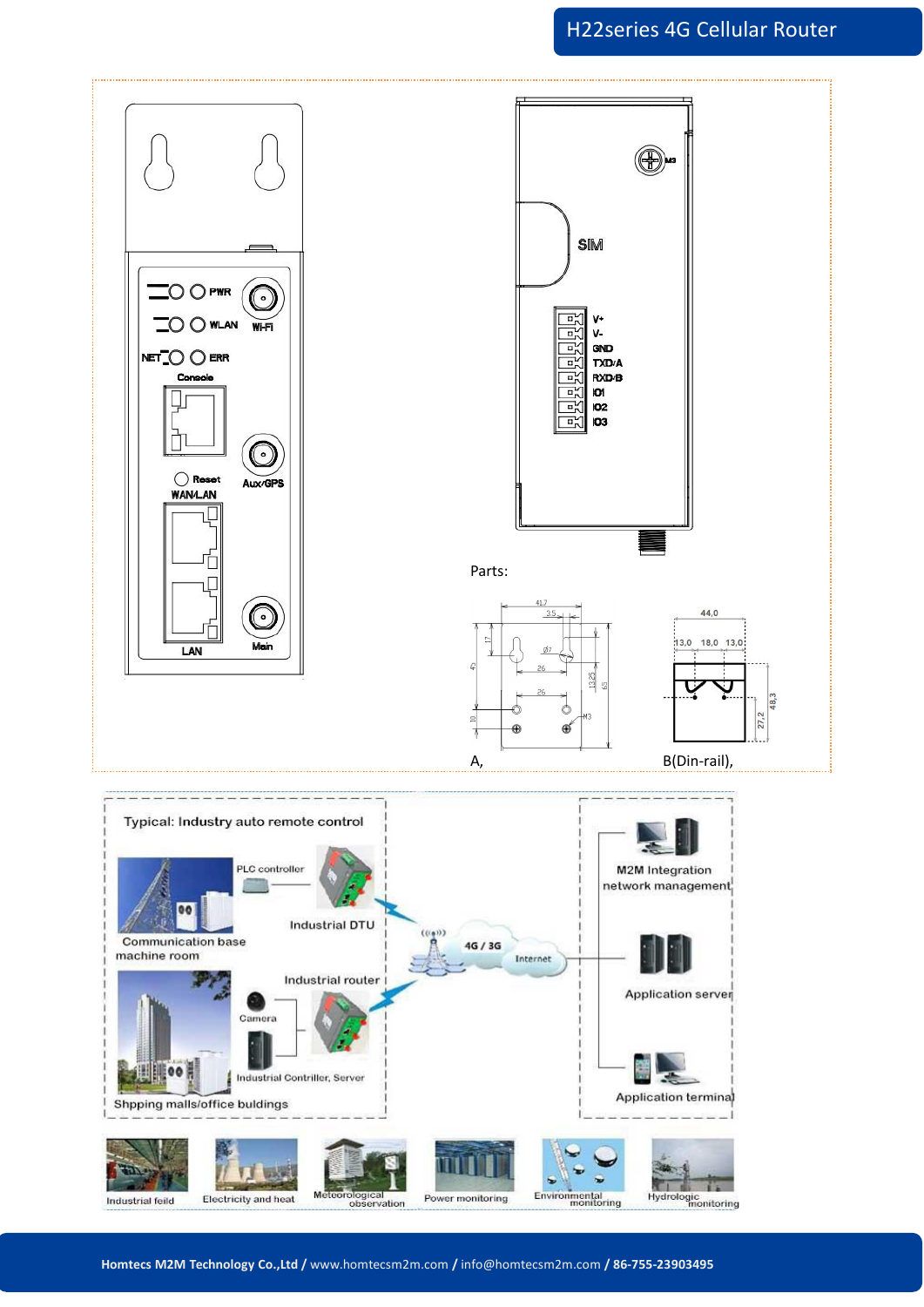Parts:

A,

B(Din-rail),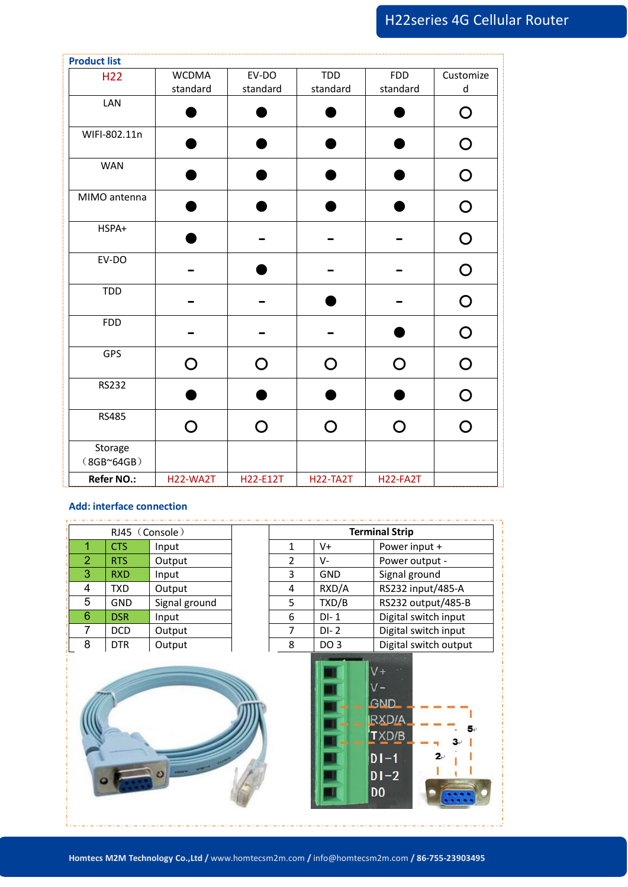**Product list**

| H22 | WCDMA standard | EV-DO standard | TDD standard | FDD standard | Customized |
|---|---|---|---|---|---|
| LAN | ● | ● | ● | ● | ○ |
| WIFI-802.11n | ● | ● | ● | ● | ○ |
| WAN | ● | ● | ● | ● | ○ |
| MIMO antenna | ● | ● | ● | ● | ○ |
| HSPA+ | ● | - | - | - | ○ |
| EV-DO | - | ● | - | - | ○ |
| TDD | - | - | ● | - | ○ |
| FDD | - | - | - | ● | ○ |
| GPS | ○ | ○ | ○ | ○ | ○ |
| RS232 | ● | ● | ● | ● | ○ |
| RS485 | ○ | ○ | ○ | ○ | ○ |
| Storage（8GB~64GB） | | | | | |
| **Refer NO.:** | H22-WA2T | H22-E12T | H22-TA2T | H22-FA2T | |

**Add: interface connection**

| RJ45（Console） | | |
|---|---|---|
| 1 | CTS | Input |
| 2 | RTS | Output |
| 3 | RXD | Input |
| 4 | TXD | Output |
| 5 | GND | Signal ground |
| 6 | DSR | Input |
| 7 | DCD | Output |
| 8 | DTR | Output |

| Terminal Strip | | |
|---|---|---|
| 1 | V+ | Power input + |
| 2 | V- | Power output - |
| 3 | GND | Signal ground |
| 4 | RXD/A | RS232 input/485-A |
| 5 | TXD/B | RS232 output/485-B |
| 6 | DI- 1 | Digital switch input |
| 7 | DI- 2 | Digital switch input |
| 8 | DO 3 | Digital switch output |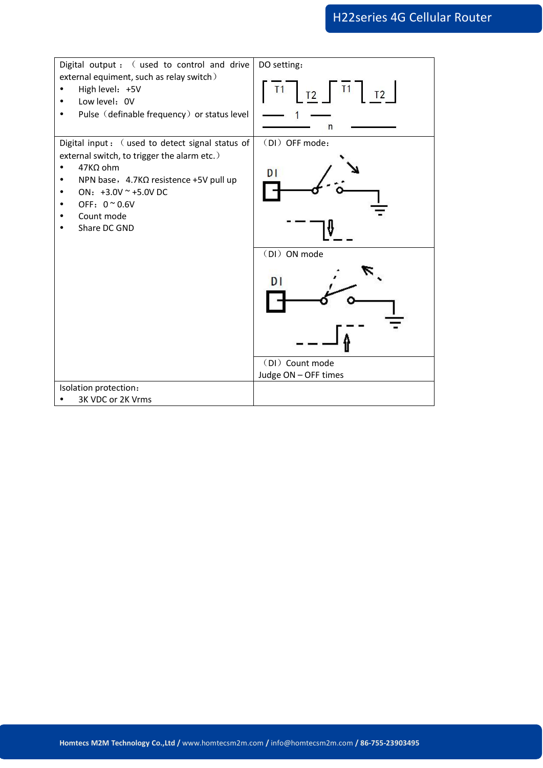| | |
|---|---|
| Digital output：（used to control and drive external equiment, such as relay switch）<br>• High level：+5V<br>• Low level：0V<br>• Pulse（definable frequency）or status level | DO setting：<br>T1 T2 T1 T2<br>1 n |
| Digital input：（used to detect signal status of external switch, to trigger the alarm etc.）<br>• 47KΩ ohm<br>• NPN base，4.7KΩ resistence +5V pull up<br>• ON：+3.0V ~ +5.0V DC<br>• OFF：0 ~ 0.6V<br>• Count mode<br>• Share DC GND | （DI）OFF mode：<br>DI<br><br>（DI）ON mode<br>DI<br><br>（DI）Count mode<br>Judge ON – OFF times |
| Isolation protection：<br>• 3K VDC or 2K Vrms | |